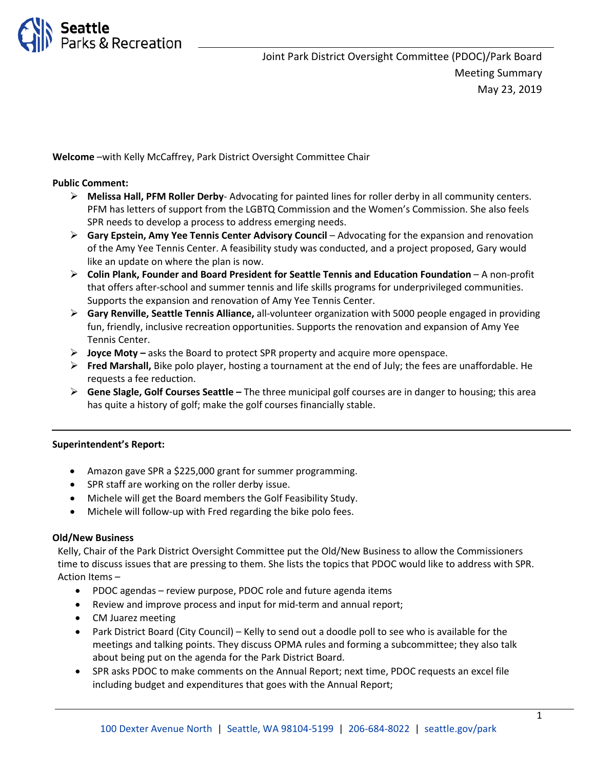Joint Park District Oversight Committee (PDOC)/Park Board
Meeting Summary
May 23, 2019

**Welcome** –with Kelly McCaffrey, Park District Oversight Committee Chair

**Public Comment:**

- **Melissa Hall, PFM Roller Derby**- Advocating for painted lines for roller derby in all community centers. PFM has letters of support from the LGBTQ Commission and the Women's Commission. She also feels SPR needs to develop a process to address emerging needs.
- **Gary Epstein, Amy Yee Tennis Center Advisory Council** – Advocating for the expansion and renovation of the Amy Yee Tennis Center. A feasibility study was conducted, and a project proposed, Gary would like an update on where the plan is now.
- **Colin Plank, Founder and Board President for Seattle Tennis and Education Foundation** – A non-profit that offers after-school and summer tennis and life skills programs for underprivileged communities. Supports the expansion and renovation of Amy Yee Tennis Center.
- **Gary Renville, Seattle Tennis Alliance,** all-volunteer organization with 5000 people engaged in providing fun, friendly, inclusive recreation opportunities. Supports the renovation and expansion of Amy Yee Tennis Center.
- **Joyce Moty –** asks the Board to protect SPR property and acquire more openspace.
- **Fred Marshall,** Bike polo player, hosting a tournament at the end of July; the fees are unaffordable. He requests a fee reduction.
- **Gene Slagle, Golf Courses Seattle –** The three municipal golf courses are in danger to housing; this area has quite a history of golf; make the golf courses financially stable.

---

**Superintendent's Report:**

- Amazon gave SPR a $225,000 grant for summer programming.
- SPR staff are working on the roller derby issue.
- Michele will get the Board members the Golf Feasibility Study.
- Michele will follow-up with Fred regarding the bike polo fees.

**Old/New Business**

Kelly, Chair of the Park District Oversight Committee put the Old/New Business to allow the Commissioners time to discuss issues that are pressing to them. She lists the topics that PDOC would like to address with SPR. Action Items –

- PDOC agendas – review purpose, PDOC role and future agenda items
- Review and improve process and input for mid-term and annual report;
- CM Juarez meeting
- Park District Board (City Council) – Kelly to send out a doodle poll to see who is available for the meetings and talking points. They discuss OPMA rules and forming a subcommittee; they also talk about being put on the agenda for the Park District Board.
- SPR asks PDOC to make comments on the Annual Report; next time, PDOC requests an excel file including budget and expenditures that goes with the Annual Report;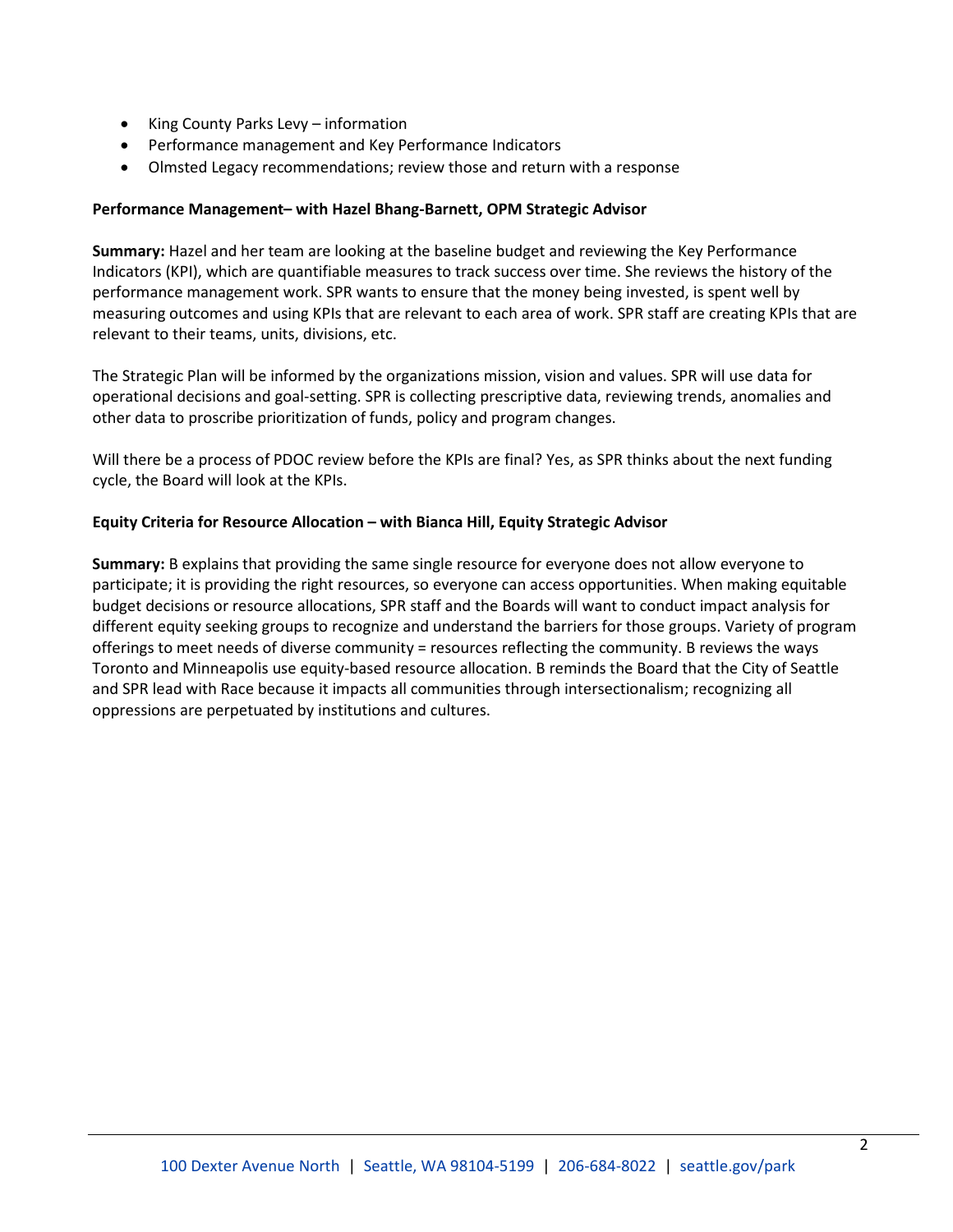- King County Parks Levy – information
- Performance management and Key Performance Indicators
- Olmsted Legacy recommendations; review those and return with a response

**Performance Management– with Hazel Bhang-Barnett, OPM Strategic Advisor**

**Summary:** Hazel and her team are looking at the baseline budget and reviewing the Key Performance Indicators (KPI), which are quantifiable measures to track success over time. She reviews the history of the performance management work. SPR wants to ensure that the money being invested, is spent well by measuring outcomes and using KPIs that are relevant to each area of work. SPR staff are creating KPIs that are relevant to their teams, units, divisions, etc.

The Strategic Plan will be informed by the organizations mission, vision and values. SPR will use data for operational decisions and goal-setting. SPR is collecting prescriptive data, reviewing trends, anomalies and other data to proscribe prioritization of funds, policy and program changes.

Will there be a process of PDOC review before the KPIs are final? Yes, as SPR thinks about the next funding cycle, the Board will look at the KPIs.

**Equity Criteria for Resource Allocation – with Bianca Hill, Equity Strategic Advisor**

**Summary:** B explains that providing the same single resource for everyone does not allow everyone to participate; it is providing the right resources, so everyone can access opportunities. When making equitable budget decisions or resource allocations, SPR staff and the Boards will want to conduct impact analysis for different equity seeking groups to recognize and understand the barriers for those groups. Variety of program offerings to meet needs of diverse community = resources reflecting the community. B reviews the ways Toronto and Minneapolis use equity-based resource allocation. B reminds the Board that the City of Seattle and SPR lead with Race because it impacts all communities through intersectionalism; recognizing all oppressions are perpetuated by institutions and cultures.